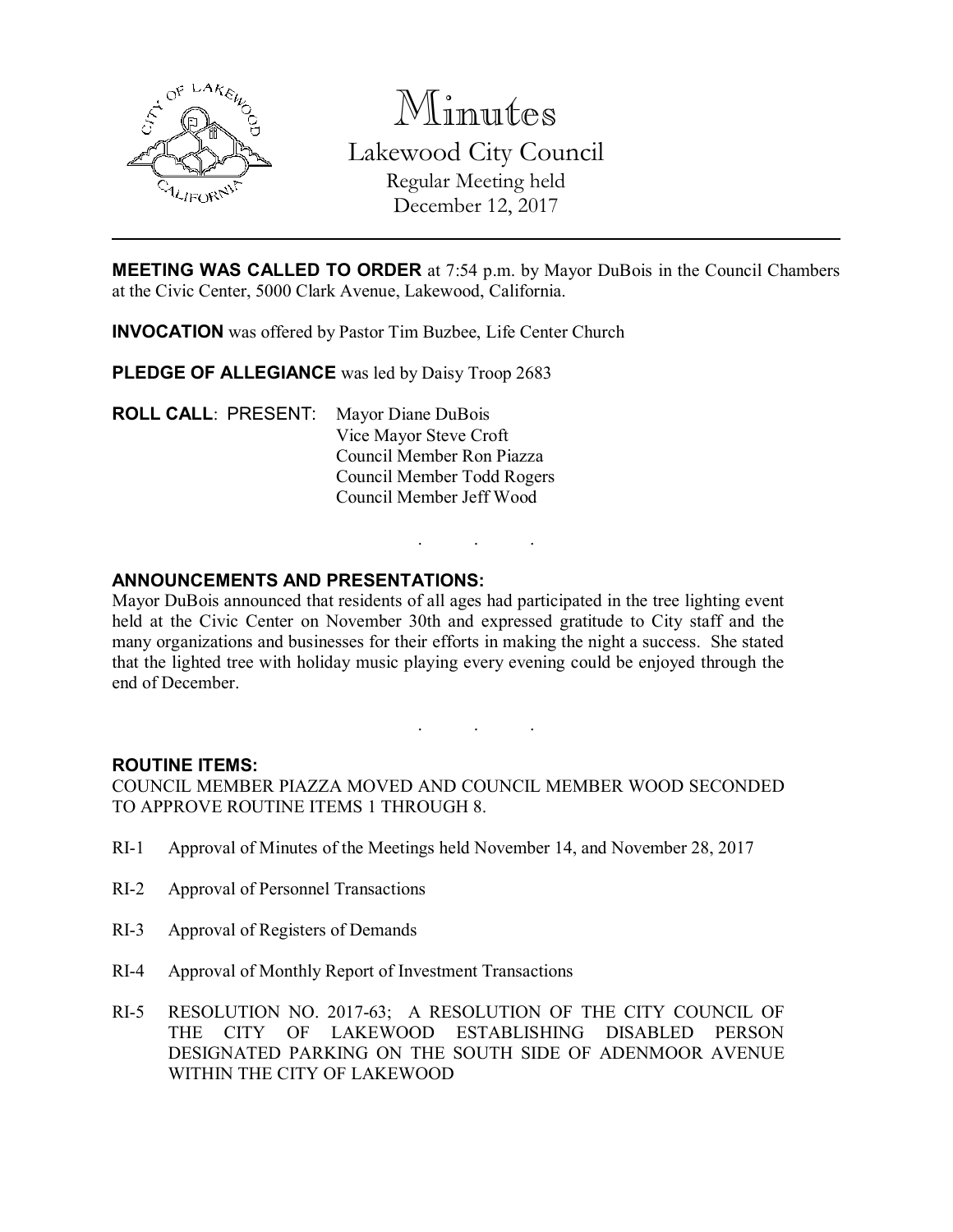# Minutes

## Lakewood City Council

Regular Meeting held
December 12, 2017

---

**MEETING WAS CALLED TO ORDER** at 7:54 p.m. by Mayor DuBois in the Council Chambers at the Civic Center, 5000 Clark Avenue, Lakewood, California.

**INVOCATION** was offered by Pastor Tim Buzbee, Life Center Church

**PLEDGE OF ALLEGIANCE** was led by Daisy Troop 2683

**ROLL CALL**: PRESENT: Mayor Diane DuBois
Vice Mayor Steve Croft
Council Member Ron Piazza
Council Member Todd Rogers
Council Member Jeff Wood

. . .

**ANNOUNCEMENTS AND PRESENTATIONS:**

Mayor DuBois announced that residents of all ages had participated in the tree lighting event held at the Civic Center on November 30th and expressed gratitude to City staff and the many organizations and businesses for their efforts in making the night a success. She stated that the lighted tree with holiday music playing every evening could be enjoyed through the end of December.

. . .

**ROUTINE ITEMS:**

COUNCIL MEMBER PIAZZA MOVED AND COUNCIL MEMBER WOOD SECONDED TO APPROVE ROUTINE ITEMS 1 THROUGH 8.

RI-1 Approval of Minutes of the Meetings held November 14, and November 28, 2017

RI-2 Approval of Personnel Transactions

RI-3 Approval of Registers of Demands

RI-4 Approval of Monthly Report of Investment Transactions

RI-5 RESOLUTION NO. 2017-63; A RESOLUTION OF THE CITY COUNCIL OF THE CITY OF LAKEWOOD ESTABLISHING DISABLED PERSON DESIGNATED PARKING ON THE SOUTH SIDE OF ADENMOOR AVENUE WITHIN THE CITY OF LAKEWOOD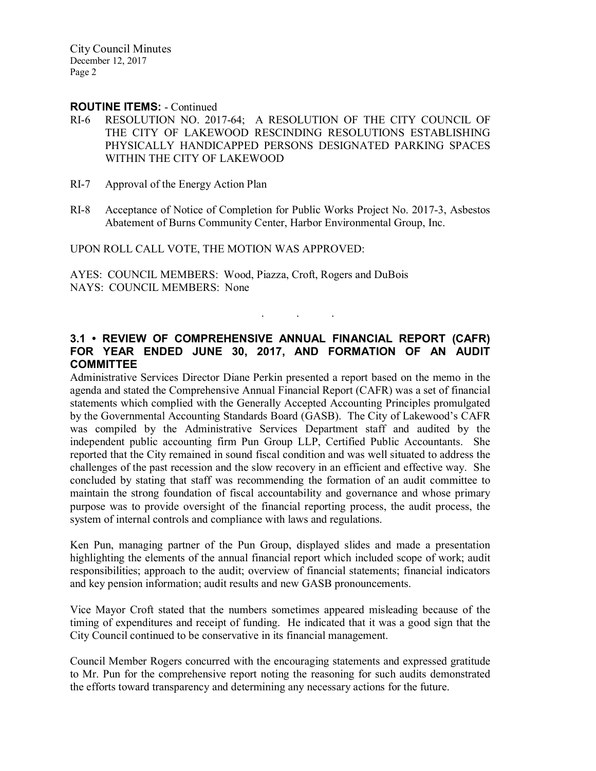**ROUTINE ITEMS:** - Continued

RI-6 RESOLUTION NO. 2017-64; A RESOLUTION OF THE CITY COUNCIL OF THE CITY OF LAKEWOOD RESCINDING RESOLUTIONS ESTABLISHING PHYSICALLY HANDICAPPED PERSONS DESIGNATED PARKING SPACES WITHIN THE CITY OF LAKEWOOD

RI-7 Approval of the Energy Action Plan

RI-8 Acceptance of Notice of Completion for Public Works Project No. 2017-3, Asbestos Abatement of Burns Community Center, Harbor Environmental Group, Inc.

UPON ROLL CALL VOTE, THE MOTION WAS APPROVED:

AYES: COUNCIL MEMBERS: Wood, Piazza, Croft, Rogers and DuBois
NAYS: COUNCIL MEMBERS: None

. . .

### 3.1 • REVIEW OF COMPREHENSIVE ANNUAL FINANCIAL REPORT (CAFR) FOR YEAR ENDED JUNE 30, 2017, AND FORMATION OF AN AUDIT COMMITTEE

Administrative Services Director Diane Perkin presented a report based on the memo in the agenda and stated the Comprehensive Annual Financial Report (CAFR) was a set of financial statements which complied with the Generally Accepted Accounting Principles promulgated by the Governmental Accounting Standards Board (GASB). The City of Lakewood's CAFR was compiled by the Administrative Services Department staff and audited by the independent public accounting firm Pun Group LLP, Certified Public Accountants. She reported that the City remained in sound fiscal condition and was well situated to address the challenges of the past recession and the slow recovery in an efficient and effective way. She concluded by stating that staff was recommending the formation of an audit committee to maintain the strong foundation of fiscal accountability and governance and whose primary purpose was to provide oversight of the financial reporting process, the audit process, the system of internal controls and compliance with laws and regulations.

Ken Pun, managing partner of the Pun Group, displayed slides and made a presentation highlighting the elements of the annual financial report which included scope of work; audit responsibilities; approach to the audit; overview of financial statements; financial indicators and key pension information; audit results and new GASB pronouncements.

Vice Mayor Croft stated that the numbers sometimes appeared misleading because of the timing of expenditures and receipt of funding. He indicated that it was a good sign that the City Council continued to be conservative in its financial management.

Council Member Rogers concurred with the encouraging statements and expressed gratitude to Mr. Pun for the comprehensive report noting the reasoning for such audits demonstrated the efforts toward transparency and determining any necessary actions for the future.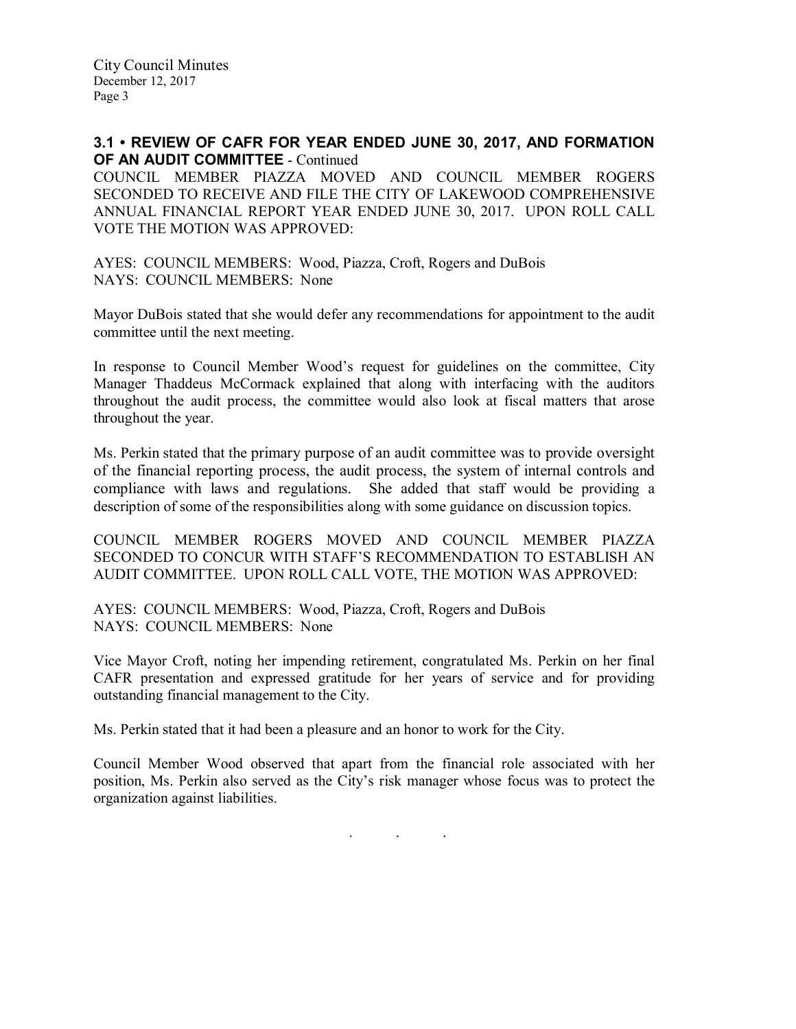### 3.1 • REVIEW OF CAFR FOR YEAR ENDED JUNE 30, 2017, AND FORMATION OF AN AUDIT COMMITTEE - Continued

COUNCIL MEMBER PIAZZA MOVED AND COUNCIL MEMBER ROGERS SECONDED TO RECEIVE AND FILE THE CITY OF LAKEWOOD COMPREHENSIVE ANNUAL FINANCIAL REPORT YEAR ENDED JUNE 30, 2017. UPON ROLL CALL VOTE THE MOTION WAS APPROVED:

AYES: COUNCIL MEMBERS: Wood, Piazza, Croft, Rogers and DuBois
NAYS: COUNCIL MEMBERS: None

Mayor DuBois stated that she would defer any recommendations for appointment to the audit committee until the next meeting.

In response to Council Member Wood's request for guidelines on the committee, City Manager Thaddeus McCormack explained that along with interfacing with the auditors throughout the audit process, the committee would also look at fiscal matters that arose throughout the year.

Ms. Perkin stated that the primary purpose of an audit committee was to provide oversight of the financial reporting process, the audit process, the system of internal controls and compliance with laws and regulations. She added that staff would be providing a description of some of the responsibilities along with some guidance on discussion topics.

COUNCIL MEMBER ROGERS MOVED AND COUNCIL MEMBER PIAZZA SECONDED TO CONCUR WITH STAFF'S RECOMMENDATION TO ESTABLISH AN AUDIT COMMITTEE. UPON ROLL CALL VOTE, THE MOTION WAS APPROVED:

AYES: COUNCIL MEMBERS: Wood, Piazza, Croft, Rogers and DuBois
NAYS: COUNCIL MEMBERS: None

Vice Mayor Croft, noting her impending retirement, congratulated Ms. Perkin on her final CAFR presentation and expressed gratitude for her years of service and for providing outstanding financial management to the City.

Ms. Perkin stated that it had been a pleasure and an honor to work for the City.

Council Member Wood observed that apart from the financial role associated with her position, Ms. Perkin also served as the City's risk manager whose focus was to protect the organization against liabilities.

. . .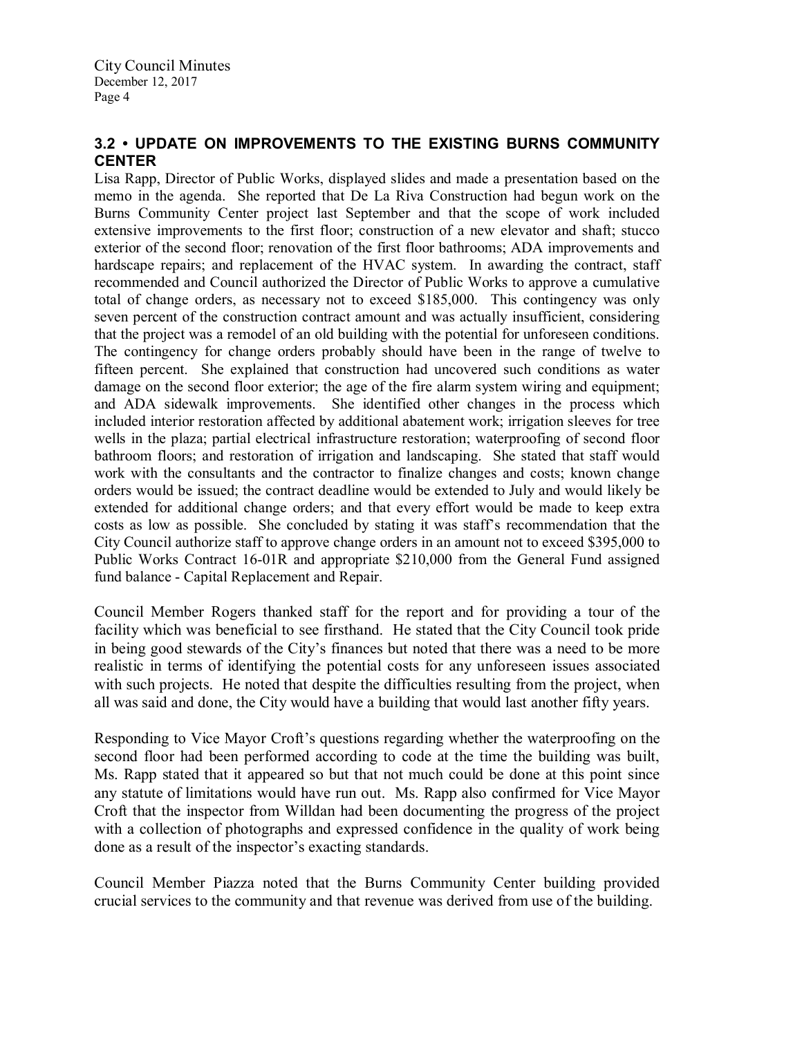## 3.2 • UPDATE ON IMPROVEMENTS TO THE EXISTING BURNS COMMUNITY CENTER

Lisa Rapp, Director of Public Works, displayed slides and made a presentation based on the memo in the agenda. She reported that De La Riva Construction had begun work on the Burns Community Center project last September and that the scope of work included extensive improvements to the first floor; construction of a new elevator and shaft; stucco exterior of the second floor; renovation of the first floor bathrooms; ADA improvements and hardscape repairs; and replacement of the HVAC system. In awarding the contract, staff recommended and Council authorized the Director of Public Works to approve a cumulative total of change orders, as necessary not to exceed $185,000. This contingency was only seven percent of the construction contract amount and was actually insufficient, considering that the project was a remodel of an old building with the potential for unforeseen conditions. The contingency for change orders probably should have been in the range of twelve to fifteen percent. She explained that construction had uncovered such conditions as water damage on the second floor exterior; the age of the fire alarm system wiring and equipment; and ADA sidewalk improvements. She identified other changes in the process which included interior restoration affected by additional abatement work; irrigation sleeves for tree wells in the plaza; partial electrical infrastructure restoration; waterproofing of second floor bathroom floors; and restoration of irrigation and landscaping. She stated that staff would work with the consultants and the contractor to finalize changes and costs; known change orders would be issued; the contract deadline would be extended to July and would likely be extended for additional change orders; and that every effort would be made to keep extra costs as low as possible. She concluded by stating it was staff's recommendation that the City Council authorize staff to approve change orders in an amount not to exceed $395,000 to Public Works Contract 16-01R and appropriate $210,000 from the General Fund assigned fund balance - Capital Replacement and Repair.

Council Member Rogers thanked staff for the report and for providing a tour of the facility which was beneficial to see firsthand. He stated that the City Council took pride in being good stewards of the City's finances but noted that there was a need to be more realistic in terms of identifying the potential costs for any unforeseen issues associated with such projects. He noted that despite the difficulties resulting from the project, when all was said and done, the City would have a building that would last another fifty years.

Responding to Vice Mayor Croft's questions regarding whether the waterproofing on the second floor had been performed according to code at the time the building was built, Ms. Rapp stated that it appeared so but that not much could be done at this point since any statute of limitations would have run out. Ms. Rapp also confirmed for Vice Mayor Croft that the inspector from Willdan had been documenting the progress of the project with a collection of photographs and expressed confidence in the quality of work being done as a result of the inspector's exacting standards.

Council Member Piazza noted that the Burns Community Center building provided crucial services to the community and that revenue was derived from use of the building.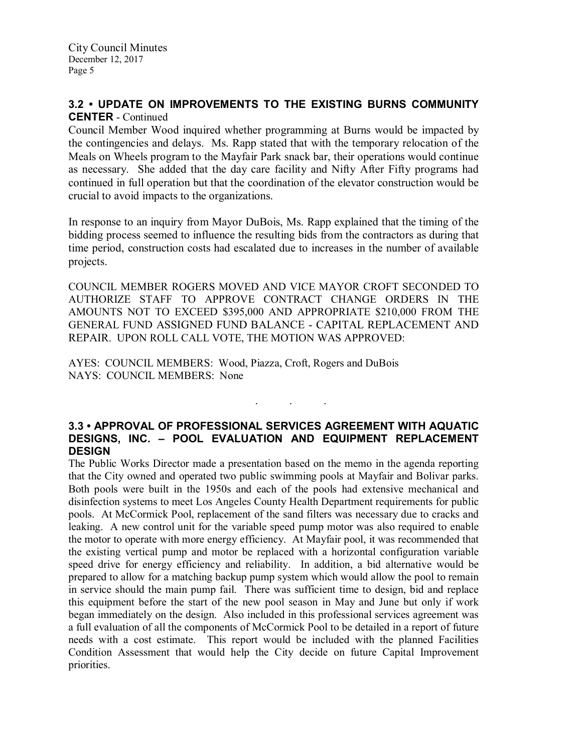### 3.2 • UPDATE ON IMPROVEMENTS TO THE EXISTING BURNS COMMUNITY CENTER - Continued

Council Member Wood inquired whether programming at Burns would be impacted by the contingencies and delays. Ms. Rapp stated that with the temporary relocation of the Meals on Wheels program to the Mayfair Park snack bar, their operations would continue as necessary. She added that the day care facility and Nifty After Fifty programs had continued in full operation but that the coordination of the elevator construction would be crucial to avoid impacts to the organizations.

In response to an inquiry from Mayor DuBois, Ms. Rapp explained that the timing of the bidding process seemed to influence the resulting bids from the contractors as during that time period, construction costs had escalated due to increases in the number of available projects.

COUNCIL MEMBER ROGERS MOVED AND VICE MAYOR CROFT SECONDED TO AUTHORIZE STAFF TO APPROVE CONTRACT CHANGE ORDERS IN THE AMOUNTS NOT TO EXCEED $395,000 AND APPROPRIATE $210,000 FROM THE GENERAL FUND ASSIGNED FUND BALANCE - CAPITAL REPLACEMENT AND REPAIR. UPON ROLL CALL VOTE, THE MOTION WAS APPROVED:

AYES: COUNCIL MEMBERS: Wood, Piazza, Croft, Rogers and DuBois
NAYS: COUNCIL MEMBERS: None

. . .

### 3.3 • APPROVAL OF PROFESSIONAL SERVICES AGREEMENT WITH AQUATIC DESIGNS, INC. – POOL EVALUATION AND EQUIPMENT REPLACEMENT DESIGN

The Public Works Director made a presentation based on the memo in the agenda reporting that the City owned and operated two public swimming pools at Mayfair and Bolivar parks. Both pools were built in the 1950s and each of the pools had extensive mechanical and disinfection systems to meet Los Angeles County Health Department requirements for public pools. At McCormick Pool, replacement of the sand filters was necessary due to cracks and leaking. A new control unit for the variable speed pump motor was also required to enable the motor to operate with more energy efficiency. At Mayfair pool, it was recommended that the existing vertical pump and motor be replaced with a horizontal configuration variable speed drive for energy efficiency and reliability. In addition, a bid alternative would be prepared to allow for a matching backup pump system which would allow the pool to remain in service should the main pump fail. There was sufficient time to design, bid and replace this equipment before the start of the new pool season in May and June but only if work began immediately on the design. Also included in this professional services agreement was a full evaluation of all the components of McCormick Pool to be detailed in a report of future needs with a cost estimate. This report would be included with the planned Facilities Condition Assessment that would help the City decide on future Capital Improvement priorities.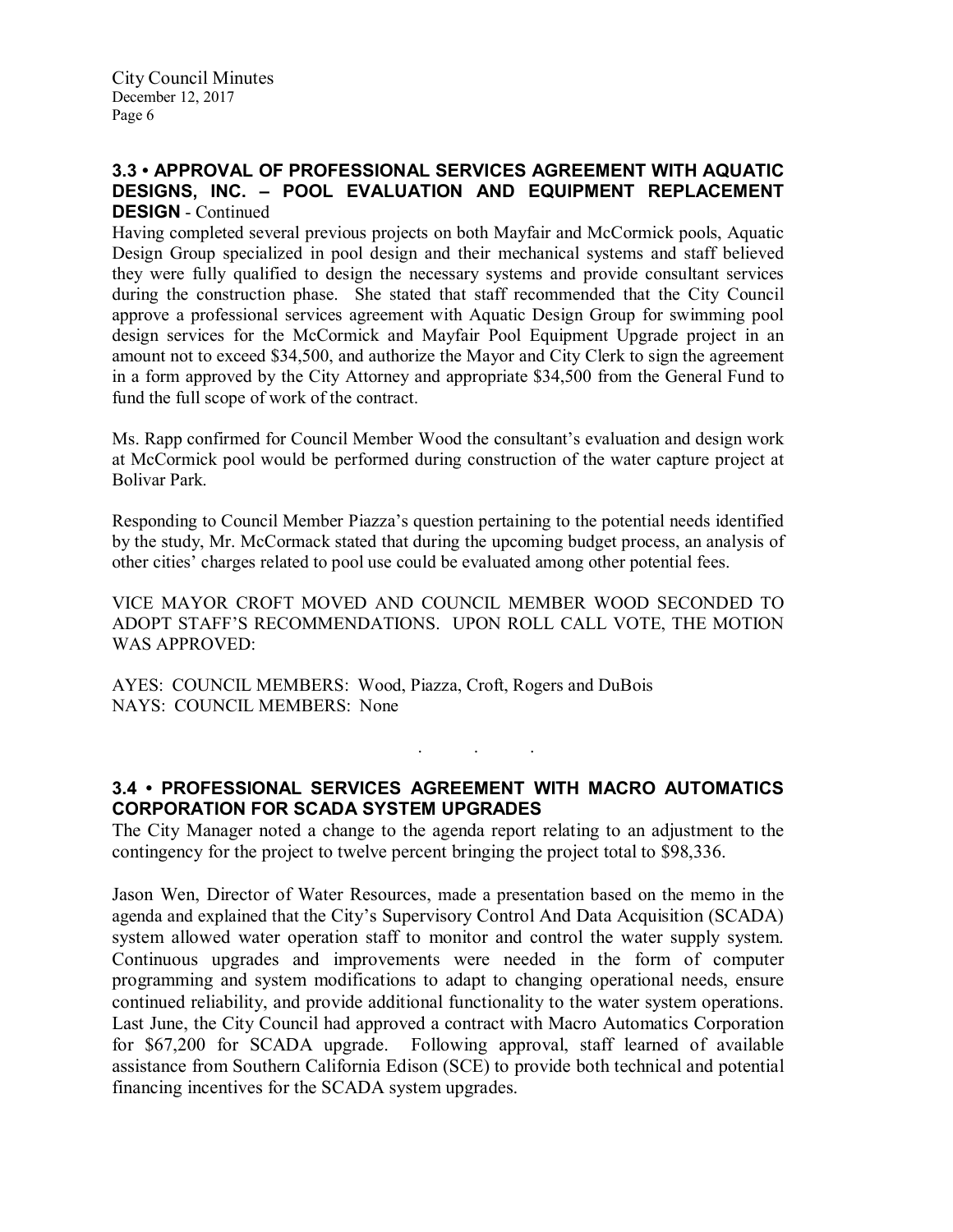### 3.3 • APPROVAL OF PROFESSIONAL SERVICES AGREEMENT WITH AQUATIC DESIGNS, INC. – POOL EVALUATION AND EQUIPMENT REPLACEMENT DESIGN - Continued

Having completed several previous projects on both Mayfair and McCormick pools, Aquatic Design Group specialized in pool design and their mechanical systems and staff believed they were fully qualified to design the necessary systems and provide consultant services during the construction phase. She stated that staff recommended that the City Council approve a professional services agreement with Aquatic Design Group for swimming pool design services for the McCormick and Mayfair Pool Equipment Upgrade project in an amount not to exceed $34,500, and authorize the Mayor and City Clerk to sign the agreement in a form approved by the City Attorney and appropriate $34,500 from the General Fund to fund the full scope of work of the contract.

Ms. Rapp confirmed for Council Member Wood the consultant's evaluation and design work at McCormick pool would be performed during construction of the water capture project at Bolivar Park.

Responding to Council Member Piazza's question pertaining to the potential needs identified by the study, Mr. McCormack stated that during the upcoming budget process, an analysis of other cities' charges related to pool use could be evaluated among other potential fees.

VICE MAYOR CROFT MOVED AND COUNCIL MEMBER WOOD SECONDED TO ADOPT STAFF'S RECOMMENDATIONS. UPON ROLL CALL VOTE, THE MOTION WAS APPROVED:

AYES: COUNCIL MEMBERS: Wood, Piazza, Croft, Rogers and DuBois
NAYS: COUNCIL MEMBERS: None

. . .

### 3.4 • PROFESSIONAL SERVICES AGREEMENT WITH MACRO AUTOMATICS CORPORATION FOR SCADA SYSTEM UPGRADES

The City Manager noted a change to the agenda report relating to an adjustment to the contingency for the project to twelve percent bringing the project total to $98,336.

Jason Wen, Director of Water Resources, made a presentation based on the memo in the agenda and explained that the City's Supervisory Control And Data Acquisition (SCADA) system allowed water operation staff to monitor and control the water supply system. Continuous upgrades and improvements were needed in the form of computer programming and system modifications to adapt to changing operational needs, ensure continued reliability, and provide additional functionality to the water system operations. Last June, the City Council had approved a contract with Macro Automatics Corporation for $67,200 for SCADA upgrade. Following approval, staff learned of available assistance from Southern California Edison (SCE) to provide both technical and potential financing incentives for the SCADA system upgrades.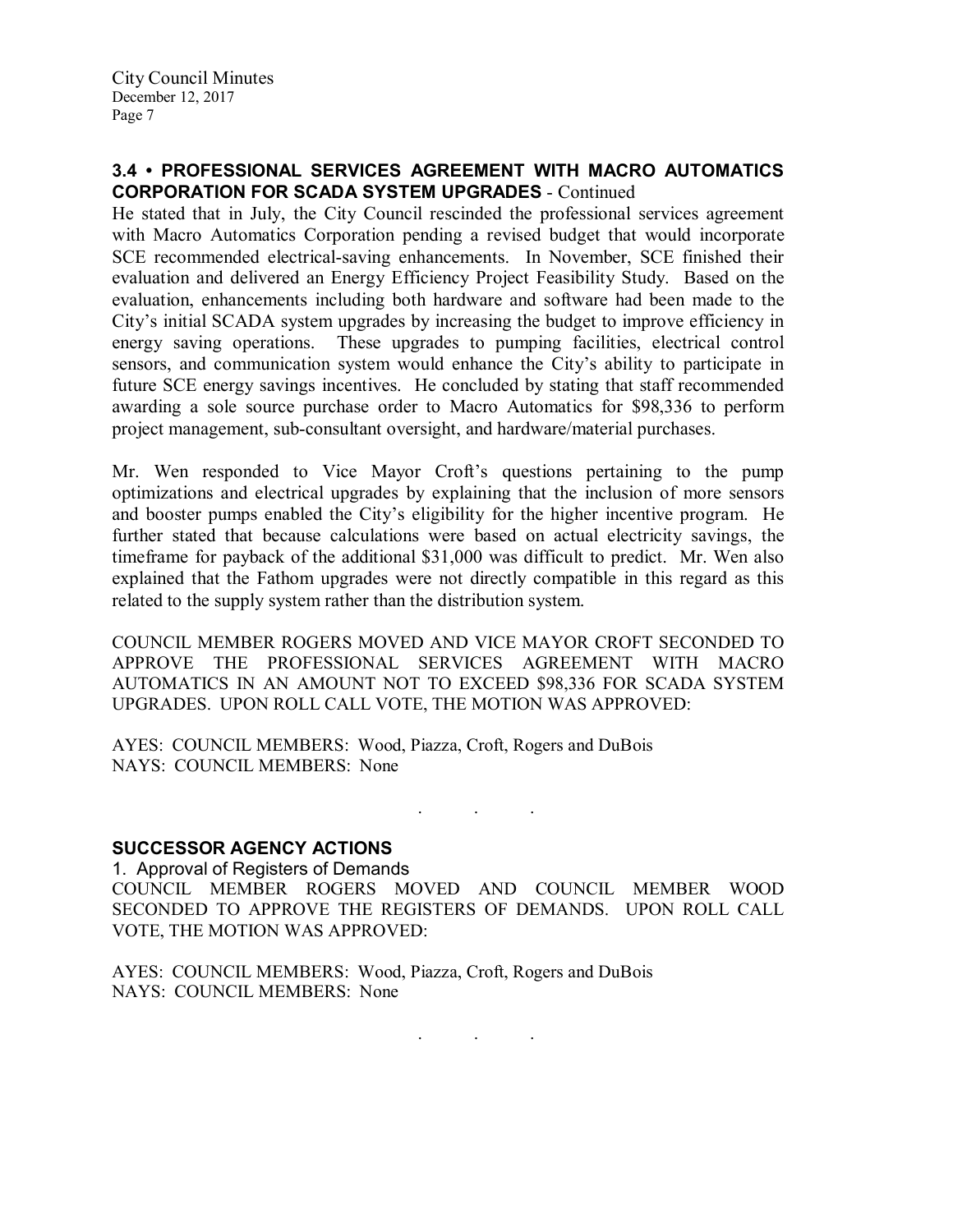### 3.4 • PROFESSIONAL SERVICES AGREEMENT WITH MACRO AUTOMATICS CORPORATION FOR SCADA SYSTEM UPGRADES - Continued

He stated that in July, the City Council rescinded the professional services agreement with Macro Automatics Corporation pending a revised budget that would incorporate SCE recommended electrical-saving enhancements. In November, SCE finished their evaluation and delivered an Energy Efficiency Project Feasibility Study. Based on the evaluation, enhancements including both hardware and software had been made to the City's initial SCADA system upgrades by increasing the budget to improve efficiency in energy saving operations. These upgrades to pumping facilities, electrical control sensors, and communication system would enhance the City's ability to participate in future SCE energy savings incentives. He concluded by stating that staff recommended awarding a sole source purchase order to Macro Automatics for $98,336 to perform project management, sub-consultant oversight, and hardware/material purchases.

Mr. Wen responded to Vice Mayor Croft's questions pertaining to the pump optimizations and electrical upgrades by explaining that the inclusion of more sensors and booster pumps enabled the City's eligibility for the higher incentive program. He further stated that because calculations were based on actual electricity savings, the timeframe for payback of the additional $31,000 was difficult to predict. Mr. Wen also explained that the Fathom upgrades were not directly compatible in this regard as this related to the supply system rather than the distribution system.

COUNCIL MEMBER ROGERS MOVED AND VICE MAYOR CROFT SECONDED TO APPROVE THE PROFESSIONAL SERVICES AGREEMENT WITH MACRO AUTOMATICS IN AN AMOUNT NOT TO EXCEED $98,336 FOR SCADA SYSTEM UPGRADES. UPON ROLL CALL VOTE, THE MOTION WAS APPROVED:

AYES: COUNCIL MEMBERS: Wood, Piazza, Croft, Rogers and DuBois
NAYS: COUNCIL MEMBERS: None

. . .

## SUCCESSOR AGENCY ACTIONS

1. Approval of Registers of Demands

COUNCIL MEMBER ROGERS MOVED AND COUNCIL MEMBER WOOD SECONDED TO APPROVE THE REGISTERS OF DEMANDS. UPON ROLL CALL VOTE, THE MOTION WAS APPROVED:

AYES: COUNCIL MEMBERS: Wood, Piazza, Croft, Rogers and DuBois
NAYS: COUNCIL MEMBERS: None

. . .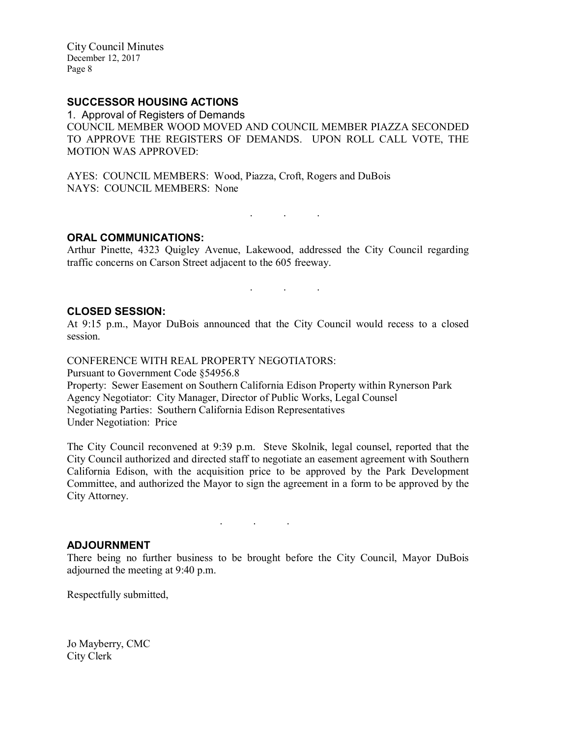## SUCCESSOR HOUSING ACTIONS

1. Approval of Registers of Demands

COUNCIL MEMBER WOOD MOVED AND COUNCIL MEMBER PIAZZA SECONDED TO APPROVE THE REGISTERS OF DEMANDS. UPON ROLL CALL VOTE, THE MOTION WAS APPROVED:

AYES: COUNCIL MEMBERS: Wood, Piazza, Croft, Rogers and DuBois
NAYS: COUNCIL MEMBERS: None

. . .

## ORAL COMMUNICATIONS:

Arthur Pinette, 4323 Quigley Avenue, Lakewood, addressed the City Council regarding traffic concerns on Carson Street adjacent to the 605 freeway.

. . .

## CLOSED SESSION:

At 9:15 p.m., Mayor DuBois announced that the City Council would recess to a closed session.

CONFERENCE WITH REAL PROPERTY NEGOTIATORS:
Pursuant to Government Code §54956.8
Property: Sewer Easement on Southern California Edison Property within Rynerson Park
Agency Negotiator: City Manager, Director of Public Works, Legal Counsel
Negotiating Parties: Southern California Edison Representatives
Under Negotiation: Price

The City Council reconvened at 9:39 p.m. Steve Skolnik, legal counsel, reported that the City Council authorized and directed staff to negotiate an easement agreement with Southern California Edison, with the acquisition price to be approved by the Park Development Committee, and authorized the Mayor to sign the agreement in a form to be approved by the City Attorney.

. . .

## ADJOURNMENT

There being no further business to be brought before the City Council, Mayor DuBois adjourned the meeting at 9:40 p.m.

Respectfully submitted,

Jo Mayberry, CMC
City Clerk